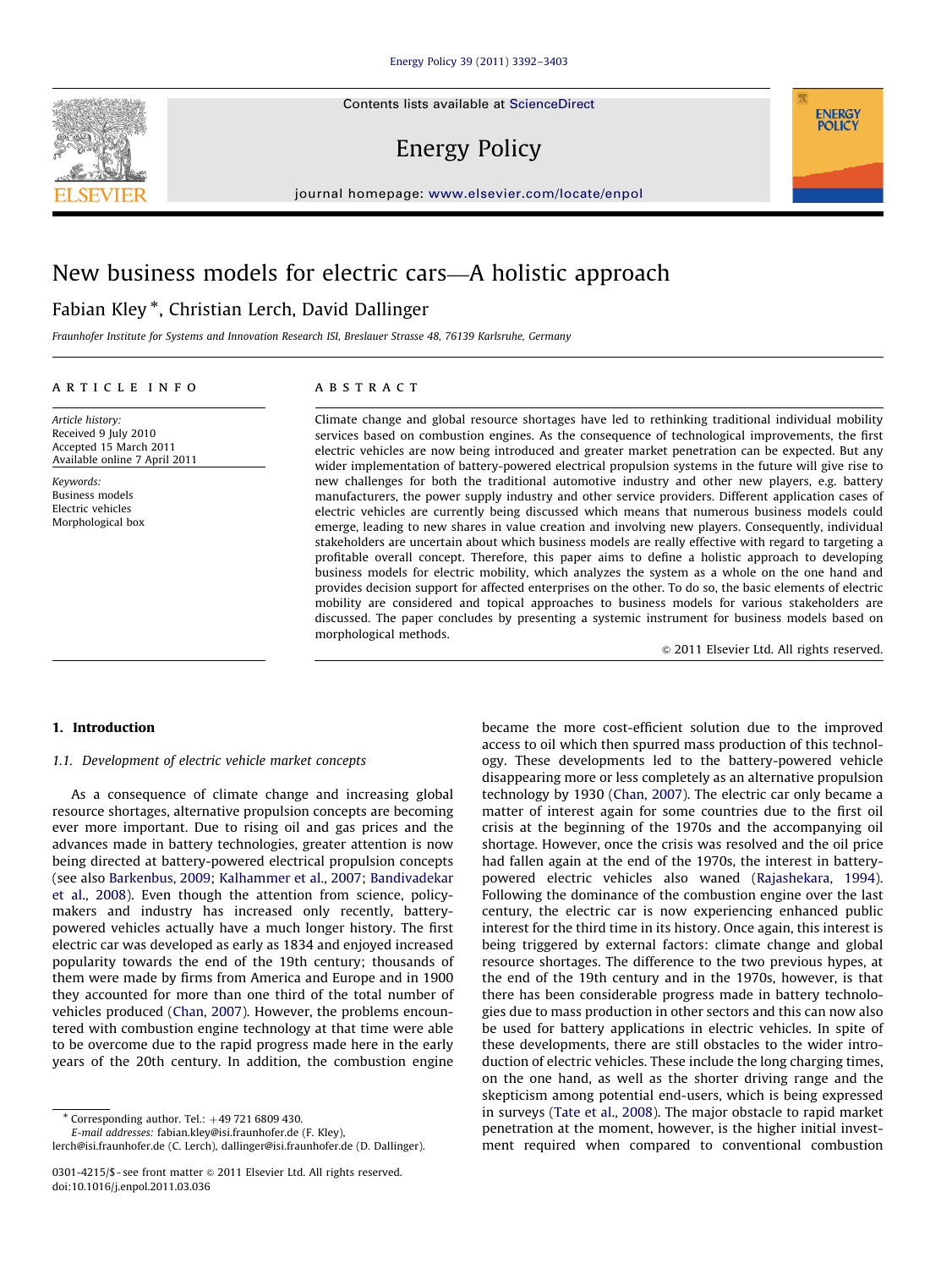# New business models for electric cars—A holistic approach

Fabian Kley *, Christian Lerch, David Dallinger

*Fraunhofer Institute for Systems and Innovation Research ISI, Breslauer Strasse 48, 76139 Karlsruhe, Germany*

**ARTICLE INFO**

*Article history:*
Received 9 July 2010
Accepted 15 March 2011
Available online 7 April 2011

*Keywords:*
Business models
Electric vehicles
Morphological box

**ABSTRACT**

Climate change and global resource shortages have led to rethinking traditional individual mobility services based on combustion engines. As the consequence of technological improvements, the first electric vehicles are now being introduced and greater market penetration can be expected. But any wider implementation of battery-powered electrical propulsion systems in the future will give rise to new challenges for both the traditional automotive industry and other new players, e.g. battery manufacturers, the power supply industry and other service providers. Different application cases of electric vehicles are currently being discussed which means that numerous business models could emerge, leading to new shares in value creation and involving new players. Consequently, individual stakeholders are uncertain about which business models are really effective with regard to targeting a profitable overall concept. Therefore, this paper aims to define a holistic approach to developing business models for electric mobility, which analyzes the system as a whole on the one hand and provides decision support for affected enterprises on the other. To do so, the basic elements of electric mobility are considered and topical approaches to business models for various stakeholders are discussed. The paper concludes by presenting a systemic instrument for business models based on morphological methods.

© 2011 Elsevier Ltd. All rights reserved.

## 1. Introduction

### 1.1. Development of electric vehicle market concepts

As a consequence of climate change and increasing global resource shortages, alternative propulsion concepts are becoming ever more important. Due to rising oil and gas prices and the advances made in battery technologies, greater attention is now being directed at battery-powered electrical propulsion concepts (see also Barkenbus, 2009; Kalhammer et al., 2007; Bandivadekar et al., 2008). Even though the attention from science, policy-makers and industry has increased only recently, battery-powered vehicles actually have a much longer history. The first electric car was developed as early as 1834 and enjoyed increased popularity towards the end of the 19th century; thousands of them were made by firms from America and Europe and in 1900 they accounted for more than one third of the total number of vehicles produced (Chan, 2007). However, the problems encountered with combustion engine technology at that time were able to be overcome due to the rapid progress made here in the early years of the 20th century. In addition, the combustion engine became the more cost-efficient solution due to the improved access to oil which then spurred mass production of this technology. These developments led to the battery-powered vehicle disappearing more or less completely as an alternative propulsion technology by 1930 (Chan, 2007). The electric car only became a matter of interest again for some countries due to the first oil crisis at the beginning of the 1970s and the accompanying oil shortage. However, once the crisis was resolved and the oil price had fallen again at the end of the 1970s, the interest in battery-powered electric vehicles also waned (Rajashekara, 1994). Following the dominance of the combustion engine over the last century, the electric car is now experiencing enhanced public interest for the third time in its history. Once again, this interest is being triggered by external factors: climate change and global resource shortages. The difference to the two previous hypes, at the end of the 19th century and in the 1970s, however, is that there has been considerable progress made in battery technologies due to mass production in other sectors and this can now also be used for battery applications in electric vehicles. In spite of these developments, there are still obstacles to the wider introduction of electric vehicles. These include the long charging times, on the one hand, as well as the shorter driving range and the skepticism among potential end-users, which is being expressed in surveys (Tate et al., 2008). The major obstacle to rapid market penetration at the moment, however, is the higher initial investment required when compared to conventional combustion

---

* Corresponding author. Tel.: +49 721 6809 430.
*E-mail addresses:* fabian.kley@isi.fraunhofer.de (F. Kley), lerch@isi.fraunhofer.de (C. Lerch), dallinger@isi.fraunhofer.de (D. Dallinger).

0301-4215/$ - see front matter © 2011 Elsevier Ltd. All rights reserved.
doi:10.1016/j.enpol.2011.03.036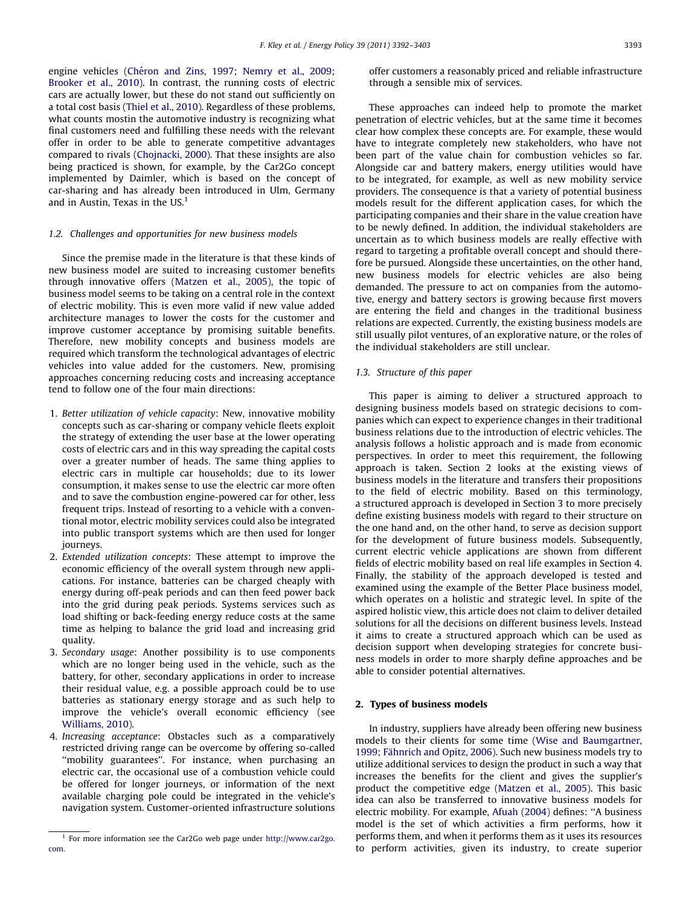engine vehicles (Chéron and Zins, 1997; Nemry et al., 2009; Brooker et al., 2010). In contrast, the running costs of electric cars are actually lower, but these do not stand out sufficiently on a total cost basis (Thiel et al., 2010). Regardless of these problems, what counts mostin the automotive industry is recognizing what final customers need and fulfilling these needs with the relevant offer in order to be able to generate competitive advantages compared to rivals (Chojnacki, 2000). That these insights are also being practiced is shown, for example, by the Car2Go concept implemented by Daimler, which is based on the concept of car-sharing and has already been introduced in Ulm, Germany and in Austin, Texas in the US.[1]

### 1.2. Challenges and opportunities for new business models

Since the premise made in the literature is that these kinds of new business model are suited to increasing customer benefits through innovative offers (Matzen et al., 2005), the topic of business model seems to be taking on a central role in the context of electric mobility. This is even more valid if new value added architecture manages to lower the costs for the customer and improve customer acceptance by promising suitable benefits. Therefore, new mobility concepts and business models are required which transform the technological advantages of electric vehicles into value added for the customers. New, promising approaches concerning reducing costs and increasing acceptance tend to follow one of the four main directions:

1. *Better utilization of vehicle capacity*: New, innovative mobility concepts such as car-sharing or company vehicle fleets exploit the strategy of extending the user base at the lower operating costs of electric cars and in this way spreading the capital costs over a greater number of heads. The same thing applies to electric cars in multiple car households; due to its lower consumption, it makes sense to use the electric car more often and to save the combustion engine-powered car for other, less frequent trips. Instead of resorting to a vehicle with a conventional motor, electric mobility services could also be integrated into public transport systems which are then used for longer journeys.
2. *Extended utilization concepts*: These attempt to improve the economic efficiency of the overall system through new applications. For instance, batteries can be charged cheaply with energy during off-peak periods and can then feed power back into the grid during peak periods. Systems services such as load shifting or back-feeding energy reduce costs at the same time as helping to balance the grid load and increasing grid quality.
3. *Secondary usage*: Another possibility is to use components which are no longer being used in the vehicle, such as the battery, for other, secondary applications in order to increase their residual value, e.g. a possible approach could be to use batteries as stationary energy storage and as such help to improve the vehicle's overall economic efficiency (see Williams, 2010).
4. *Increasing acceptance*: Obstacles such as a comparatively restricted driving range can be overcome by offering so-called "mobility guarantees". For instance, when purchasing an electric car, the occasional use of a combustion vehicle could be offered for longer journeys, or information of the next available charging pole could be integrated in the vehicle's navigation system. Customer-oriented infrastructure solutions offer customers a reasonably priced and reliable infrastructure through a sensible mix of services.

These approaches can indeed help to promote the market penetration of electric vehicles, but at the same time it becomes clear how complex these concepts are. For example, these would have to integrate completely new stakeholders, who have not been part of the value chain for combustion vehicles so far. Alongside car and battery makers, energy utilities would have to be integrated, for example, as well as new mobility service providers. The consequence is that a variety of potential business models result for the different application cases, for which the participating companies and their share in the value creation have to be newly defined. In addition, the individual stakeholders are uncertain as to which business models are really effective with regard to targeting a profitable overall concept and should therefore be pursued. Alongside these uncertainties, on the other hand, new business models for electric vehicles are also being demanded. The pressure to act on companies from the automotive, energy and battery sectors is growing because first movers are entering the field and changes in the traditional business relations are expected. Currently, the existing business models are still usually pilot ventures, of an explorative nature, or the roles of the individual stakeholders are still unclear.

### 1.3. Structure of this paper

This paper is aiming to deliver a structured approach to designing business models based on strategic decisions to companies which can expect to experience changes in their traditional business relations due to the introduction of electric vehicles. The analysis follows a holistic approach and is made from economic perspectives. In order to meet this requirement, the following approach is taken. Section 2 looks at the existing views of business models in the literature and transfers their propositions to the field of electric mobility. Based on this terminology, a structured approach is developed in Section 3 to more precisely define existing business models with regard to their structure on the one hand and, on the other hand, to serve as decision support for the development of future business models. Subsequently, current electric vehicle applications are shown from different fields of electric mobility based on real life examples in Section 4. Finally, the stability of the approach developed is tested and examined using the example of the Better Place business model, which operates on a holistic and strategic level. In spite of the aspired holistic view, this article does not claim to deliver detailed solutions for all the decisions on different business levels. Instead it aims to create a structured approach which can be used as decision support when developing strategies for concrete business models in order to more sharply define approaches and be able to consider potential alternatives.

## 2. Types of business models

In industry, suppliers have already been offering new business models to their clients for some time (Wise and Baumgartner, 1999; Fähnrich and Opitz, 2006). Such new business models try to utilize additional services to design the product in such a way that increases the benefits for the client and gives the supplier's product the competitive edge (Matzen et al., 2005). This basic idea can also be transferred to innovative business models for electric mobility. For example, Afuah (2004) defines: "A business model is the set of which activities a firm performs, how it performs them, and when it performs them as it uses its resources to perform activities, given its industry, to create superior

[1] For more information see the Car2Go web page under http://www.car2go.com.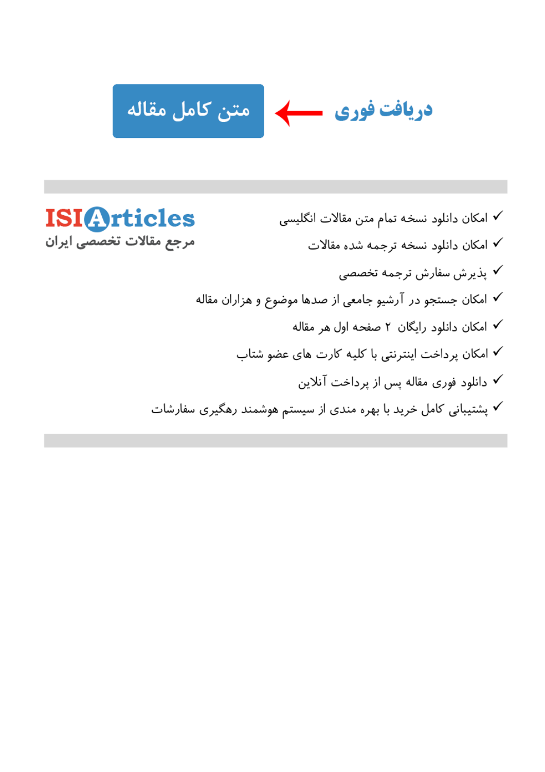دریافت فوری ← **متن کامل مقاله**

**ISIArticles**
مرجع مقالات تخصصی ایران

- ✓ امکان دانلود نسخه تمام متن مقالات انگلیسی
- ✓ امکان دانلود نسخه ترجمه شده مقالات
- ✓ پذیرش سفارش ترجمه تخصصی
- ✓ امکان جستجو در آرشیو جامعی از صدها موضوع و هزاران مقاله
- ✓ امکان دانلود رایگان ۲ صفحه اول هر مقاله
- ✓ امکان پرداخت اینترنتی با کلیه کارت های عضو شتاب
- ✓ دانلود فوری مقاله پس از پرداخت آنلاین
- ✓ پشتیبانی کامل خرید با بهره مندی از سیستم هوشمند رهگیری سفارشات